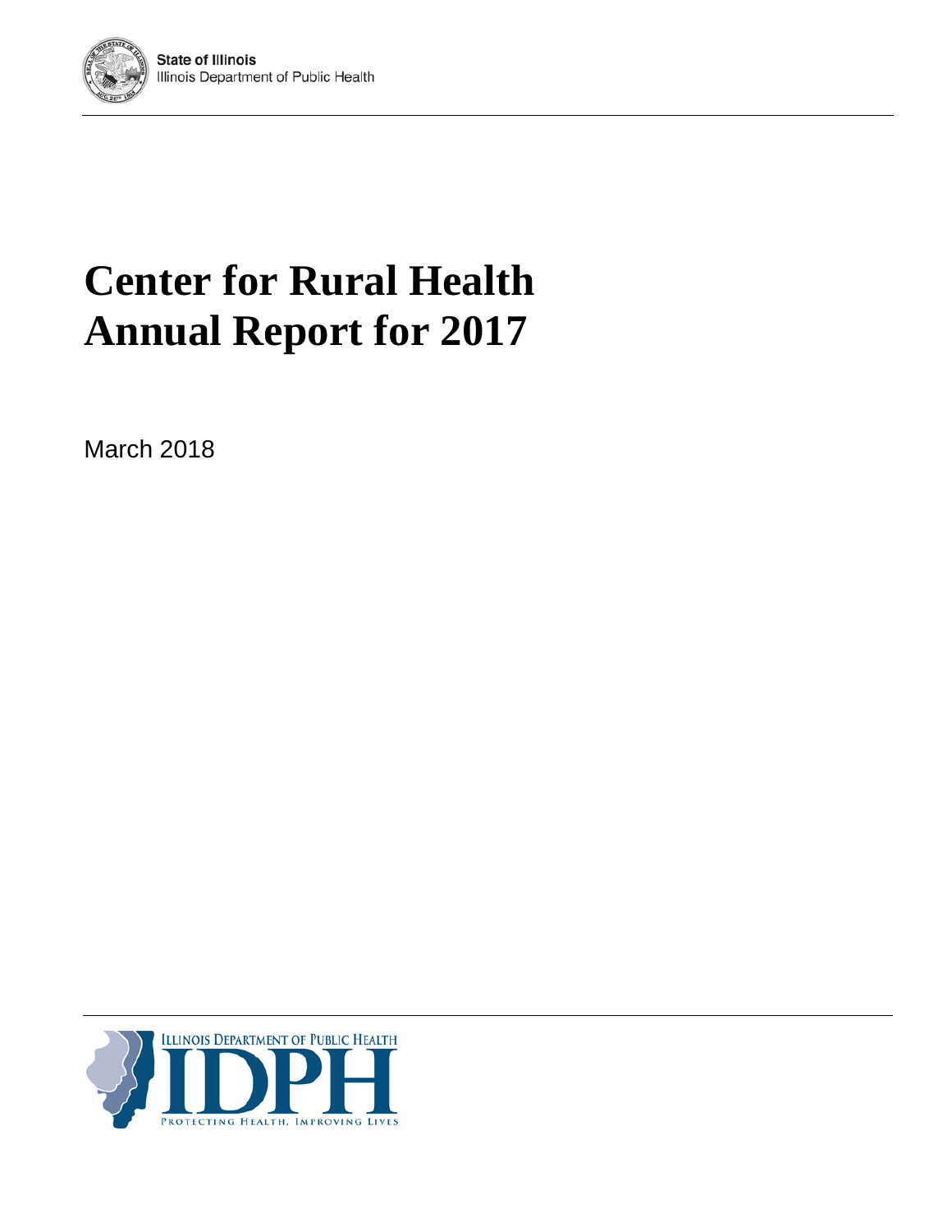State of Illinois
Illinois Department of Public Health

# Center for Rural Health Annual Report for 2017

March 2018

ILLINOIS DEPARTMENT OF PUBLIC HEALTH
IDPH
PROTECTING HEALTH, IMPROVING LIVES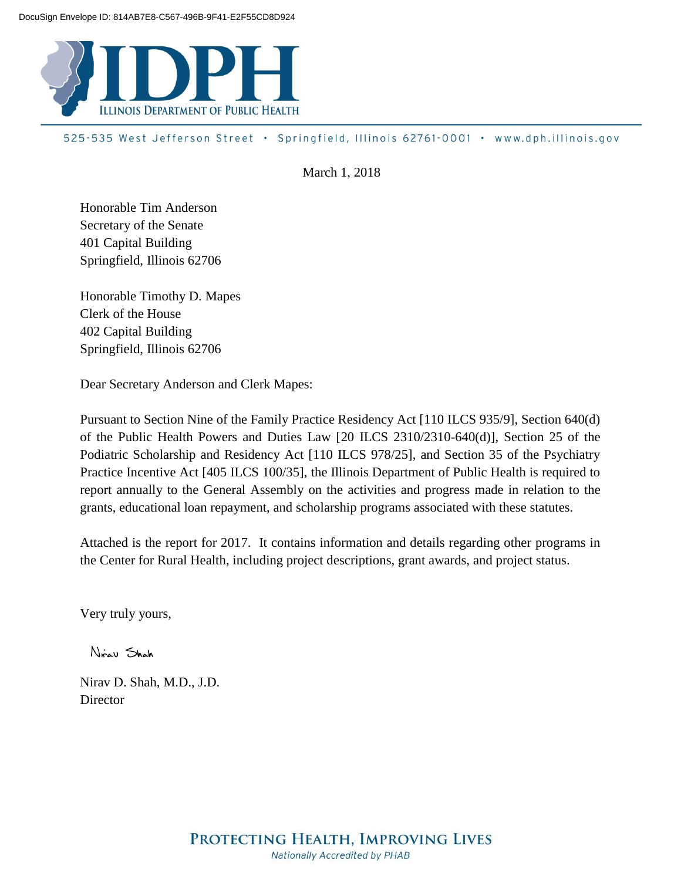DocuSign Envelope ID: 814AB7E8-C567-496B-9F41-E2F55CD8D924

**IDPH**
ILLINOIS DEPARTMENT OF PUBLIC HEALTH

525-535 West Jefferson Street • Springfield, Illinois 62761-0001 • www.dph.illinois.gov

March 1, 2018

Honorable Tim Anderson
Secretary of the Senate
401 Capital Building
Springfield, Illinois 62706

Honorable Timothy D. Mapes
Clerk of the House
402 Capital Building
Springfield, Illinois 62706

Dear Secretary Anderson and Clerk Mapes:

Pursuant to Section Nine of the Family Practice Residency Act [110 ILCS 935/9], Section 640(d) of the Public Health Powers and Duties Law [20 ILCS 2310/2310-640(d)], Section 25 of the Podiatric Scholarship and Residency Act [110 ILCS 978/25], and Section 35 of the Psychiatry Practice Incentive Act [405 ILCS 100/35], the Illinois Department of Public Health is required to report annually to the General Assembly on the activities and progress made in relation to the grants, educational loan repayment, and scholarship programs associated with these statutes.

Attached is the report for 2017. It contains information and details regarding other programs in the Center for Rural Health, including project descriptions, grant awards, and project status.

Very truly yours,

Nirav Shah

Nirav D. Shah, M.D., J.D.
Director

PROTECTING HEALTH, IMPROVING LIVES
*Nationally Accredited by PHAB*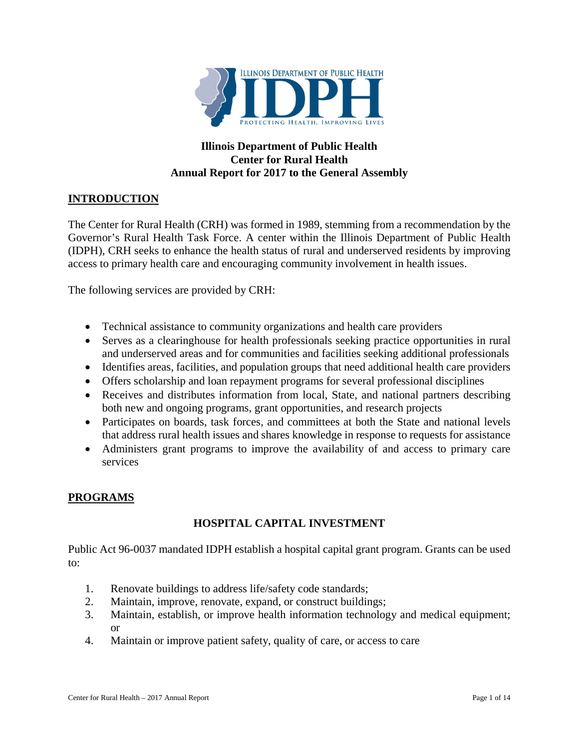**Illinois Department of Public Health**
**Center for Rural Health**
**Annual Report for 2017 to the General Assembly**

## INTRODUCTION

The Center for Rural Health (CRH) was formed in 1989, stemming from a recommendation by the Governor's Rural Health Task Force. A center within the Illinois Department of Public Health (IDPH), CRH seeks to enhance the health status of rural and underserved residents by improving access to primary health care and encouraging community involvement in health issues.

The following services are provided by CRH:

- Technical assistance to community organizations and health care providers
- Serves as a clearinghouse for health professionals seeking practice opportunities in rural and underserved areas and for communities and facilities seeking additional professionals
- Identifies areas, facilities, and population groups that need additional health care providers
- Offers scholarship and loan repayment programs for several professional disciplines
- Receives and distributes information from local, State, and national partners describing both new and ongoing programs, grant opportunities, and research projects
- Participates on boards, task forces, and committees at both the State and national levels that address rural health issues and shares knowledge in response to requests for assistance
- Administers grant programs to improve the availability of and access to primary care services

## PROGRAMS

### HOSPITAL CAPITAL INVESTMENT

Public Act 96-0037 mandated IDPH establish a hospital capital grant program. Grants can be used to:

1. Renovate buildings to address life/safety code standards;
2. Maintain, improve, renovate, expand, or construct buildings;
3. Maintain, establish, or improve health information technology and medical equipment; or
4. Maintain or improve patient safety, quality of care, or access to care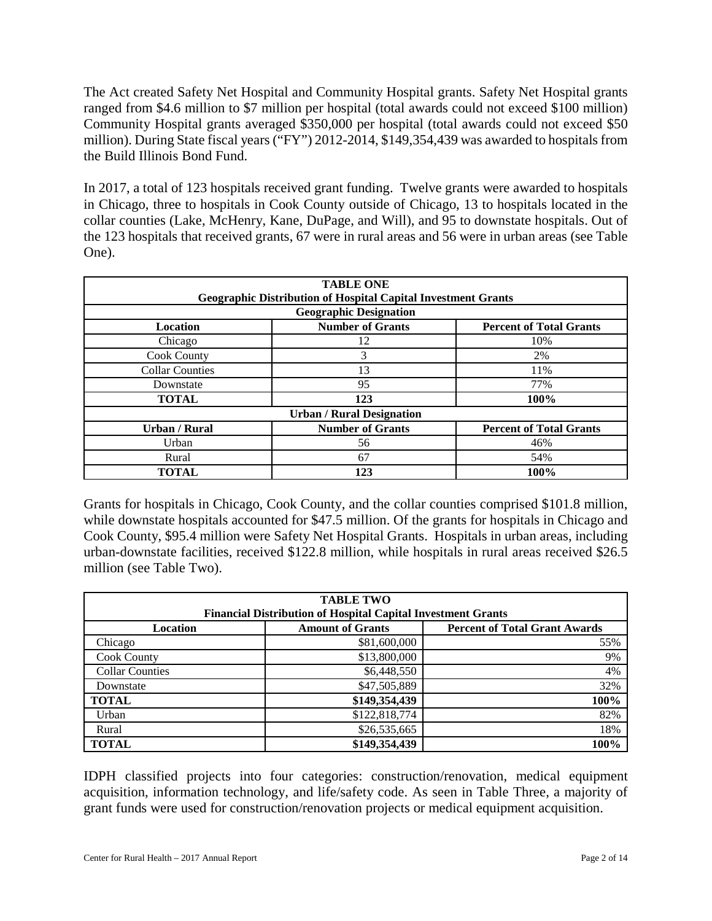The Act created Safety Net Hospital and Community Hospital grants. Safety Net Hospital grants ranged from $4.6 million to $7 million per hospital (total awards could not exceed $100 million) Community Hospital grants averaged $350,000 per hospital (total awards could not exceed $50 million). During State fiscal years ("FY") 2012-2014, $149,354,439 was awarded to hospitals from the Build Illinois Bond Fund.

In 2017, a total of 123 hospitals received grant funding. Twelve grants were awarded to hospitals in Chicago, three to hospitals in Cook County outside of Chicago, 13 to hospitals located in the collar counties (Lake, McHenry, Kane, DuPage, and Will), and 95 to downstate hospitals. Out of the 123 hospitals that received grants, 67 were in rural areas and 56 were in urban areas (see Table One).

| **TABLE ONE<br>Geographic Distribution of Hospital Capital Investment Grants** | | |
|---|---|---|
| **Geographic Designation** | | |
| **Location** | **Number of Grants** | **Percent of Total Grants** |
| Chicago | 12 | 10% |
| Cook County | 3 | 2% |
| Collar Counties | 13 | 11% |
| Downstate | 95 | 77% |
| **TOTAL** | **123** | **100%** |
| **Urban / Rural Designation** | | |
| **Urban / Rural** | **Number of Grants** | **Percent of Total Grants** |
| Urban | 56 | 46% |
| Rural | 67 | 54% |
| **TOTAL** | **123** | **100%** |

Grants for hospitals in Chicago, Cook County, and the collar counties comprised $101.8 million, while downstate hospitals accounted for $47.5 million. Of the grants for hospitals in Chicago and Cook County, $95.4 million were Safety Net Hospital Grants. Hospitals in urban areas, including urban-downstate facilities, received $122.8 million, while hospitals in rural areas received $26.5 million (see Table Two).

| **TABLE TWO<br>Financial Distribution of Hospital Capital Investment Grants** | | |
|---|---|---|
| **Location** | **Amount of Grants** | **Percent of Total Grant Awards** |
| Chicago | $81,600,000 | 55% |
| Cook County | $13,800,000 | 9% |
| Collar Counties | $6,448,550 | 4% |
| Downstate | $47,505,889 | 32% |
| **TOTAL** | **$149,354,439** | **100%** |
| Urban | $122,818,774 | 82% |
| Rural | $26,535,665 | 18% |
| **TOTAL** | **$149,354,439** | **100%** |

IDPH classified projects into four categories: construction/renovation, medical equipment acquisition, information technology, and life/safety code. As seen in Table Three, a majority of grant funds were used for construction/renovation projects or medical equipment acquisition.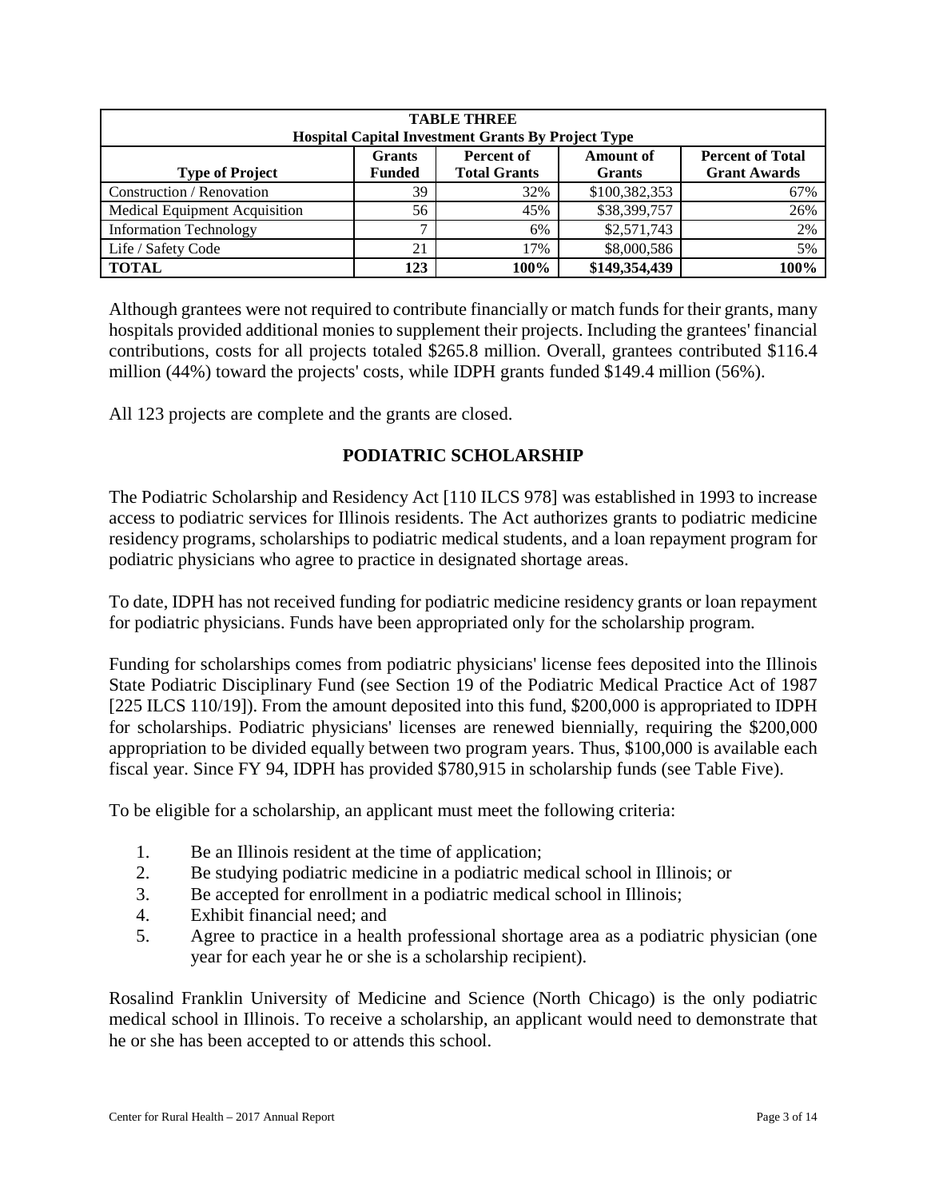| TABLE THREE<br>Hospital Capital Investment Grants By Project Type | | | | |
|---|---|---|---|---|
| **Type of Project** | **Grants Funded** | **Percent of Total Grants** | **Amount of Grants** | **Percent of Total Grant Awards** |
| Construction / Renovation | 39 | 32% | $100,382,353 | 67% |
| Medical Equipment Acquisition | 56 | 45% | $38,399,757 | 26% |
| Information Technology | 7 | 6% | $2,571,743 | 2% |
| Life / Safety Code | 21 | 17% | $8,000,586 | 5% |
| **TOTAL** | **123** | **100%** | **$149,354,439** | **100%** |

Although grantees were not required to contribute financially or match funds for their grants, many hospitals provided additional monies to supplement their projects. Including the grantees' financial contributions, costs for all projects totaled $265.8 million. Overall, grantees contributed $116.4 million (44%) toward the projects' costs, while IDPH grants funded $149.4 million (56%).

All 123 projects are complete and the grants are closed.

## PODIATRIC SCHOLARSHIP

The Podiatric Scholarship and Residency Act [110 ILCS 978] was established in 1993 to increase access to podiatric services for Illinois residents. The Act authorizes grants to podiatric medicine residency programs, scholarships to podiatric medical students, and a loan repayment program for podiatric physicians who agree to practice in designated shortage areas.

To date, IDPH has not received funding for podiatric medicine residency grants or loan repayment for podiatric physicians. Funds have been appropriated only for the scholarship program.

Funding for scholarships comes from podiatric physicians' license fees deposited into the Illinois State Podiatric Disciplinary Fund (see Section 19 of the Podiatric Medical Practice Act of 1987 [225 ILCS 110/19]). From the amount deposited into this fund, $200,000 is appropriated to IDPH for scholarships. Podiatric physicians' licenses are renewed biennially, requiring the $200,000 appropriation to be divided equally between two program years. Thus, $100,000 is available each fiscal year. Since FY 94, IDPH has provided $780,915 in scholarship funds (see Table Five).

To be eligible for a scholarship, an applicant must meet the following criteria:

1. Be an Illinois resident at the time of application;
2. Be studying podiatric medicine in a podiatric medical school in Illinois; or
3. Be accepted for enrollment in a podiatric medical school in Illinois;
4. Exhibit financial need; and
5. Agree to practice in a health professional shortage area as a podiatric physician (one year for each year he or she is a scholarship recipient).

Rosalind Franklin University of Medicine and Science (North Chicago) is the only podiatric medical school in Illinois. To receive a scholarship, an applicant would need to demonstrate that he or she has been accepted to or attends this school.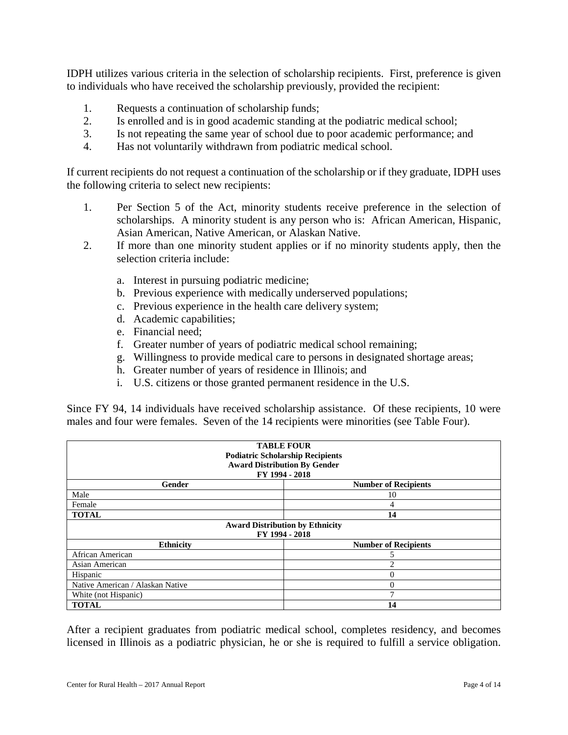IDPH utilizes various criteria in the selection of scholarship recipients. First, preference is given to individuals who have received the scholarship previously, provided the recipient:

1. Requests a continuation of scholarship funds;
2. Is enrolled and is in good academic standing at the podiatric medical school;
3. Is not repeating the same year of school due to poor academic performance; and
4. Has not voluntarily withdrawn from podiatric medical school.

If current recipients do not request a continuation of the scholarship or if they graduate, IDPH uses the following criteria to select new recipients:

1. Per Section 5 of the Act, minority students receive preference in the selection of scholarships. A minority student is any person who is: African American, Hispanic, Asian American, Native American, or Alaskan Native.
2. If more than one minority student applies or if no minority students apply, then the selection criteria include:

    a. Interest in pursuing podiatric medicine;
    b. Previous experience with medically underserved populations;
    c. Previous experience in the health care delivery system;
    d. Academic capabilities;
    e. Financial need;
    f. Greater number of years of podiatric medical school remaining;
    g. Willingness to provide medical care to persons in designated shortage areas;
    h. Greater number of years of residence in Illinois; and
    i. U.S. citizens or those granted permanent residence in the U.S.

Since FY 94, 14 individuals have received scholarship assistance. Of these recipients, 10 were males and four were females. Seven of the 14 recipients were minorities (see Table Four).

| **TABLE FOUR<br>Podiatric Scholarship Recipients<br>Award Distribution By Gender<br>FY 1994 - 2018** | |
|---|---|
| **Gender** | **Number of Recipients** |
| Male | 10 |
| Female | 4 |
| **TOTAL** | **14** |
| **Award Distribution by Ethnicity<br>FY 1994 - 2018** | |
| **Ethnicity** | **Number of Recipients** |
| African American | 5 |
| Asian American | 2 |
| Hispanic | 0 |
| Native American / Alaskan Native | 0 |
| White (not Hispanic) | 7 |
| **TOTAL** | **14** |

After a recipient graduates from podiatric medical school, completes residency, and becomes licensed in Illinois as a podiatric physician, he or she is required to fulfill a service obligation.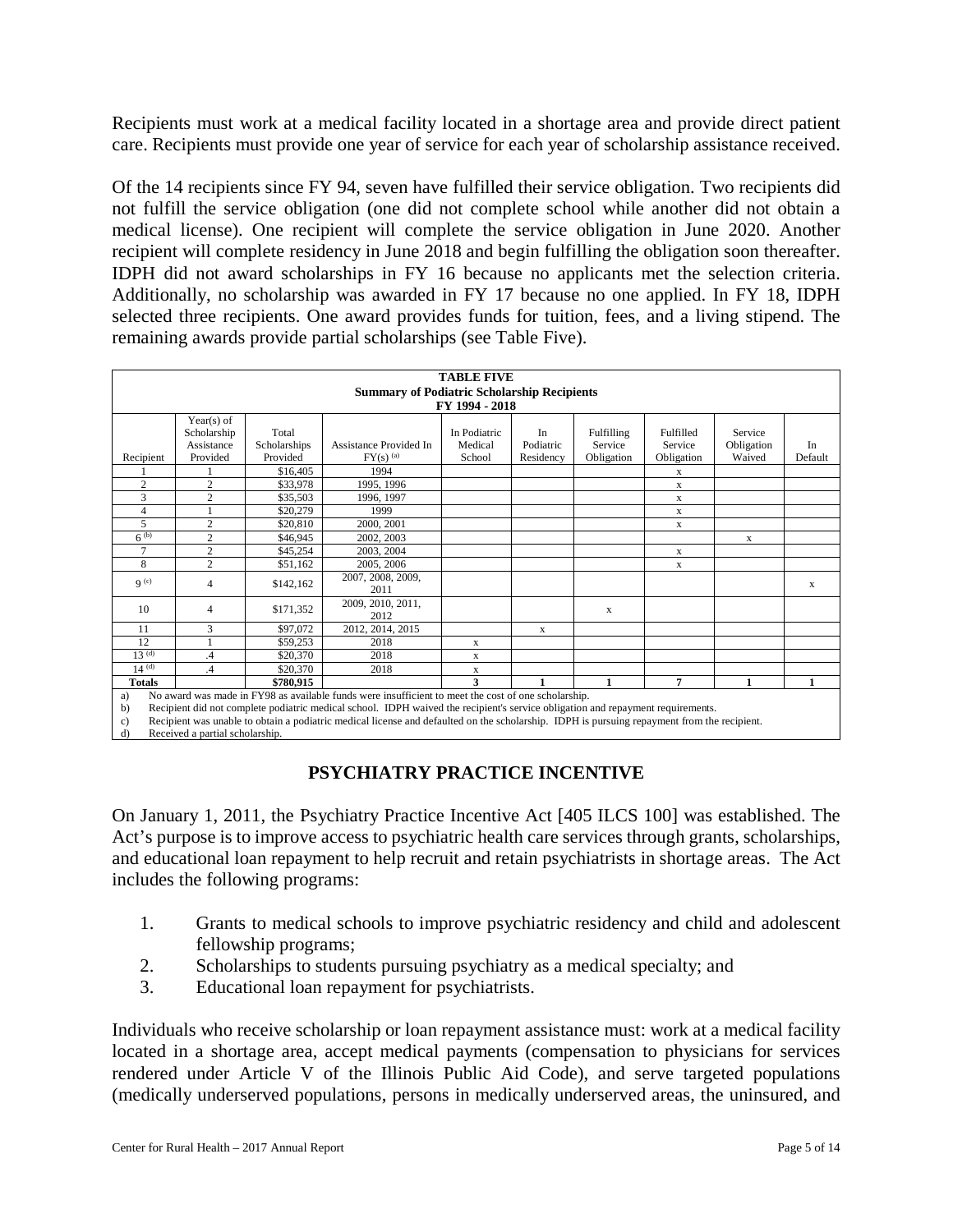Recipients must work at a medical facility located in a shortage area and provide direct patient care. Recipients must provide one year of service for each year of scholarship assistance received.

Of the 14 recipients since FY 94, seven have fulfilled their service obligation. Two recipients did not fulfill the service obligation (one did not complete school while another did not obtain a medical license). One recipient will complete the service obligation in June 2020. Another recipient will complete residency in June 2018 and begin fulfilling the obligation soon thereafter. IDPH did not award scholarships in FY 16 because no applicants met the selection criteria. Additionally, no scholarship was awarded in FY 17 because no one applied. In FY 18, IDPH selected three recipients. One award provides funds for tuition, fees, and a living stipend. The remaining awards provide partial scholarships (see Table Five).

**TABLE FIVE**
**Summary of Podiatric Scholarship Recipients**
**FY 1994 - 2018**

| Recipient | Year(s) of Scholarship Assistance Provided | Total Scholarships Provided | Assistance Provided In FY(s) [(a)] | In Podiatric Medical School | In Podiatric Residency | Fulfilling Service Obligation | Fulfilled Service Obligation | Service Obligation Waived | In Default |
|---|---|---|---|---|---|---|---|---|---|
| 1 | 1 | $16,405 | 1994 | | | | x | | |
| 2 | 2 | $33,978 | 1995, 1996 | | | | x | | |
| 3 | 2 | $35,503 | 1996, 1997 | | | | x | | |
| 4 | 1 | $20,279 | 1999 | | | | x | | |
| 5 | 2 | $20,810 | 2000, 2001 | | | | x | | |
| 6 [(b)] | 2 | $46,945 | 2002, 2003 | | | | | x | |
| 7 | 2 | $45,254 | 2003, 2004 | | | | x | | |
| 8 | 2 | $51,162 | 2005, 2006 | | | | x | | |
| 9 [(c)] | 4 | $142,162 | 2007, 2008, 2009, 2011 | | | | | | x |
| 10 | 4 | $171,352 | 2009, 2010, 2011, 2012 | | | x | | | |
| 11 | 3 | $97,072 | 2012, 2014, 2015 | | x | | | | |
| 12 | 1 | $59,253 | 2018 | x | | | | | |
| 13 [(d)] | .4 | $20,370 | 2018 | x | | | | | |
| 14 [(d)] | .4 | $20,370 | 2018 | x | | | | | |
| **Totals** | | **$780,915** | | **3** | **1** | **1** | **7** | **1** | **1** |

a) No award was made in FY98 as available funds were insufficient to meet the cost of one scholarship.
b) Recipient did not complete podiatric medical school. IDPH waived the recipient's service obligation and repayment requirements.
c) Recipient was unable to obtain a podiatric medical license and defaulted on the scholarship. IDPH is pursuing repayment from the recipient.
d) Received a partial scholarship.

## PSYCHIATRY PRACTICE INCENTIVE

On January 1, 2011, the Psychiatry Practice Incentive Act [405 ILCS 100] was established. The Act's purpose is to improve access to psychiatric health care services through grants, scholarships, and educational loan repayment to help recruit and retain psychiatrists in shortage areas. The Act includes the following programs:

1. Grants to medical schools to improve psychiatric residency and child and adolescent fellowship programs;
2. Scholarships to students pursuing psychiatry as a medical specialty; and
3. Educational loan repayment for psychiatrists.

Individuals who receive scholarship or loan repayment assistance must: work at a medical facility located in a shortage area, accept medical payments (compensation to physicians for services rendered under Article V of the Illinois Public Aid Code), and serve targeted populations (medically underserved populations, persons in medically underserved areas, the uninsured, and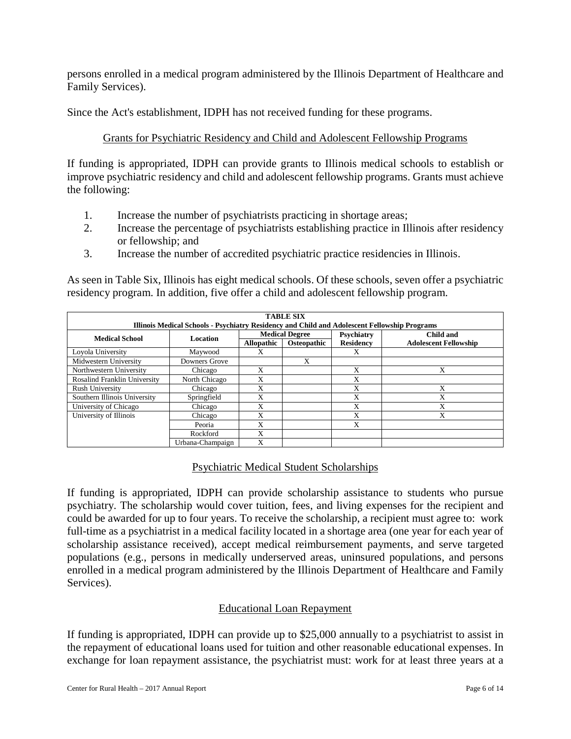persons enrolled in a medical program administered by the Illinois Department of Healthcare and Family Services).

Since the Act's establishment, IDPH has not received funding for these programs.

## Grants for Psychiatric Residency and Child and Adolescent Fellowship Programs

If funding is appropriated, IDPH can provide grants to Illinois medical schools to establish or improve psychiatric residency and child and adolescent fellowship programs. Grants must achieve the following:

1. Increase the number of psychiatrists practicing in shortage areas;
2. Increase the percentage of psychiatrists establishing practice in Illinois after residency or fellowship; and
3. Increase the number of accredited psychiatric practice residencies in Illinois.

As seen in Table Six, Illinois has eight medical schools. Of these schools, seven offer a psychiatric residency program. In addition, five offer a child and adolescent fellowship program.

**TABLE SIX**
**Illinois Medical Schools - Psychiatry Residency and Child and Adolescent Fellowship Programs**

| Medical School | Location | Medical Degree | | Psychiatry Residency | Child and Adolescent Fellowship |
|---|---|---|---|---|---|
| | | Allopathic | Osteopathic | | |
| Loyola University | Maywood | X | | X | |
| Midwestern University | Downers Grove | | X | | |
| Northwestern University | Chicago | X | | X | X |
| Rosalind Franklin University | North Chicago | X | | X | |
| Rush University | Chicago | X | | X | X |
| Southern Illinois University | Springfield | X | | X | X |
| University of Chicago | Chicago | X | | X | X |
| University of Illinois | Chicago | X | | X | X |
| | Peoria | X | | X | |
| | Rockford | X | | | |
| | Urbana-Champaign | X | | | |

## Psychiatric Medical Student Scholarships

If funding is appropriated, IDPH can provide scholarship assistance to students who pursue psychiatry. The scholarship would cover tuition, fees, and living expenses for the recipient and could be awarded for up to four years. To receive the scholarship, a recipient must agree to: work full-time as a psychiatrist in a medical facility located in a shortage area (one year for each year of scholarship assistance received), accept medical reimbursement payments, and serve targeted populations (e.g., persons in medically underserved areas, uninsured populations, and persons enrolled in a medical program administered by the Illinois Department of Healthcare and Family Services).

## Educational Loan Repayment

If funding is appropriated, IDPH can provide up to $25,000 annually to a psychiatrist to assist in the repayment of educational loans used for tuition and other reasonable educational expenses. In exchange for loan repayment assistance, the psychiatrist must: work for at least three years at a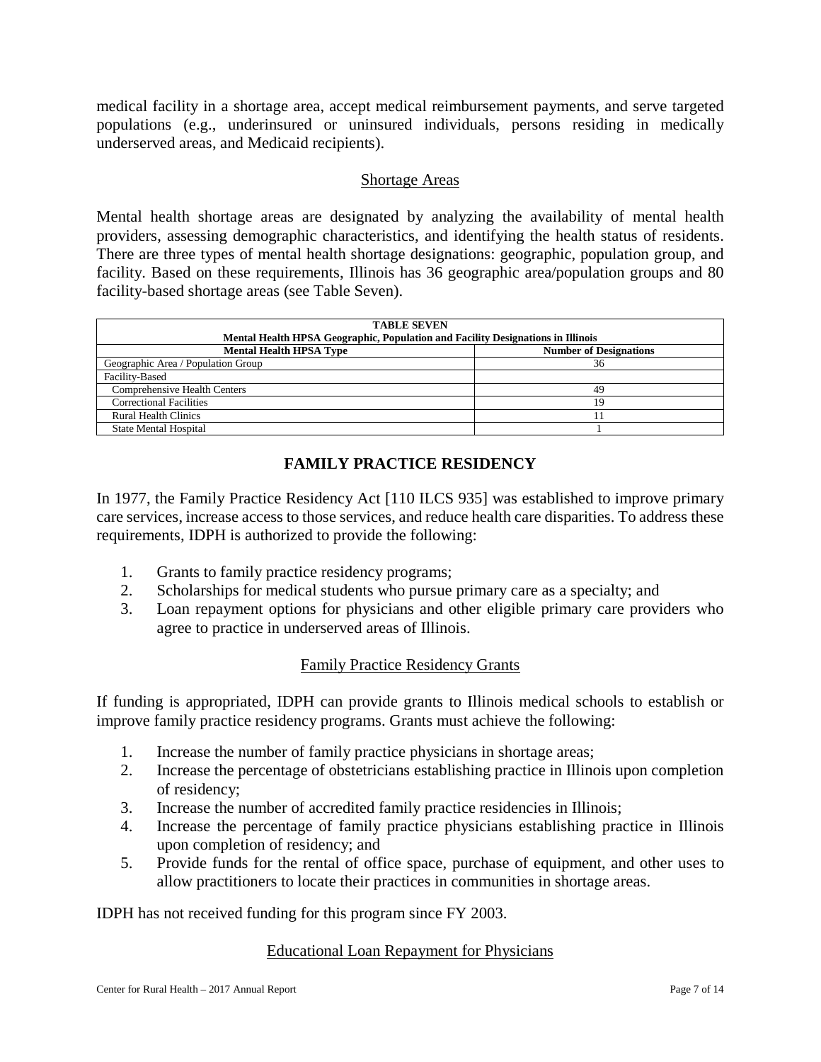medical facility in a shortage area, accept medical reimbursement payments, and serve targeted populations (e.g., underinsured or uninsured individuals, persons residing in medically underserved areas, and Medicaid recipients).

### Shortage Areas

Mental health shortage areas are designated by analyzing the availability of mental health providers, assessing demographic characteristics, and identifying the health status of residents. There are three types of mental health shortage designations: geographic, population group, and facility. Based on these requirements, Illinois has 36 geographic area/population groups and 80 facility-based shortage areas (see Table Seven).

| TABLE SEVEN<br>Mental Health HPSA Geographic, Population and Facility Designations in Illinois | |
|---|---|
| **Mental Health HPSA Type** | **Number of Designations** |
| Geographic Area / Population Group | 36 |
| Facility-Based | |
| Comprehensive Health Centers | 49 |
| Correctional Facilities | 19 |
| Rural Health Clinics | 11 |
| State Mental Hospital | 1 |

## FAMILY PRACTICE RESIDENCY

In 1977, the Family Practice Residency Act [110 ILCS 935] was established to improve primary care services, increase access to those services, and reduce health care disparities. To address these requirements, IDPH is authorized to provide the following:

1. Grants to family practice residency programs;
2. Scholarships for medical students who pursue primary care as a specialty; and
3. Loan repayment options for physicians and other eligible primary care providers who agree to practice in underserved areas of Illinois.

### Family Practice Residency Grants

If funding is appropriated, IDPH can provide grants to Illinois medical schools to establish or improve family practice residency programs. Grants must achieve the following:

1. Increase the number of family practice physicians in shortage areas;
2. Increase the percentage of obstetricians establishing practice in Illinois upon completion of residency;
3. Increase the number of accredited family practice residencies in Illinois;
4. Increase the percentage of family practice physicians establishing practice in Illinois upon completion of residency; and
5. Provide funds for the rental of office space, purchase of equipment, and other uses to allow practitioners to locate their practices in communities in shortage areas.

IDPH has not received funding for this program since FY 2003.

### Educational Loan Repayment for Physicians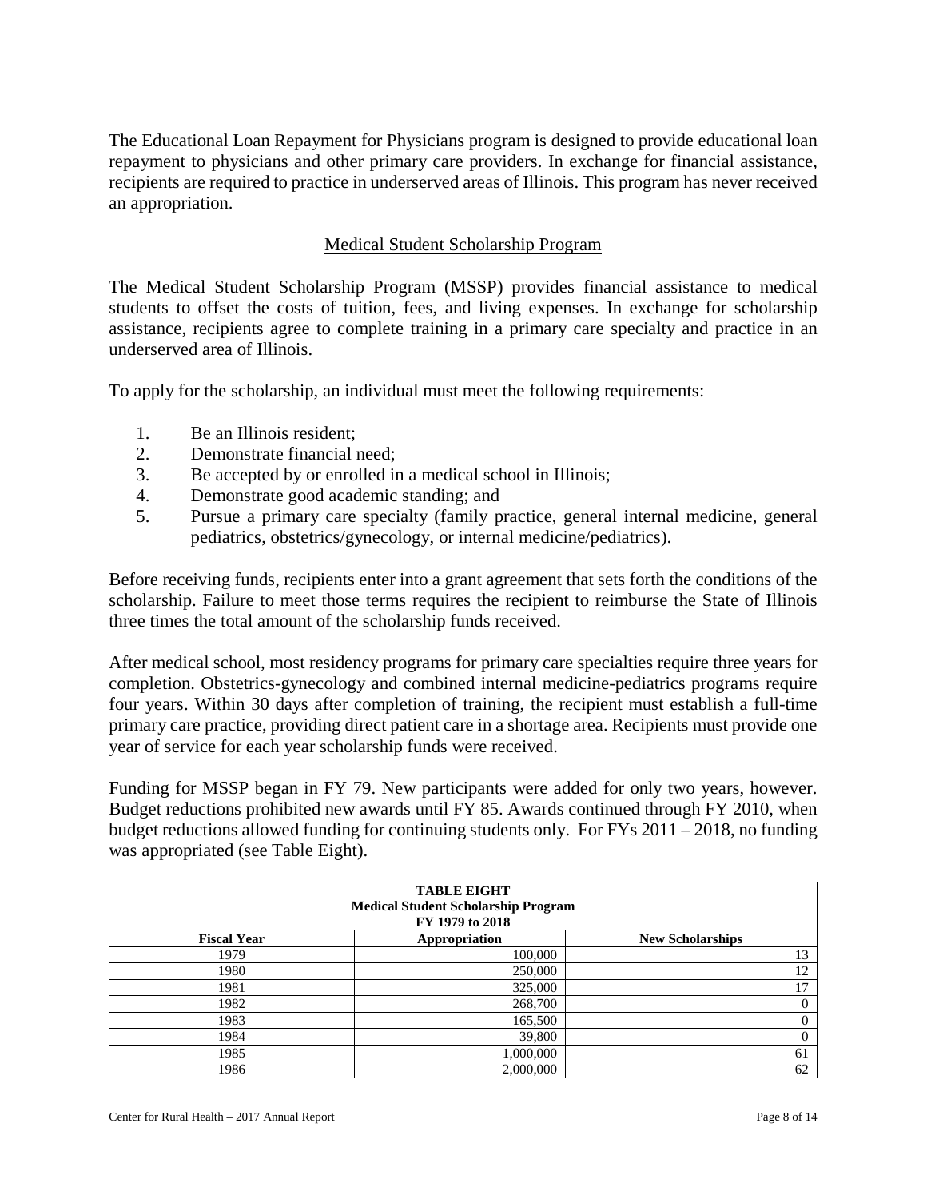The Educational Loan Repayment for Physicians program is designed to provide educational loan repayment to physicians and other primary care providers. In exchange for financial assistance, recipients are required to practice in underserved areas of Illinois. This program has never received an appropriation.

## Medical Student Scholarship Program

The Medical Student Scholarship Program (MSSP) provides financial assistance to medical students to offset the costs of tuition, fees, and living expenses. In exchange for scholarship assistance, recipients agree to complete training in a primary care specialty and practice in an underserved area of Illinois.

To apply for the scholarship, an individual must meet the following requirements:

1. Be an Illinois resident;
2. Demonstrate financial need;
3. Be accepted by or enrolled in a medical school in Illinois;
4. Demonstrate good academic standing; and
5. Pursue a primary care specialty (family practice, general internal medicine, general pediatrics, obstetrics/gynecology, or internal medicine/pediatrics).

Before receiving funds, recipients enter into a grant agreement that sets forth the conditions of the scholarship. Failure to meet those terms requires the recipient to reimburse the State of Illinois three times the total amount of the scholarship funds received.

After medical school, most residency programs for primary care specialties require three years for completion. Obstetrics-gynecology and combined internal medicine-pediatrics programs require four years. Within 30 days after completion of training, the recipient must establish a full-time primary care practice, providing direct patient care in a shortage area. Recipients must provide one year of service for each year scholarship funds were received.

Funding for MSSP began in FY 79. New participants were added for only two years, however. Budget reductions prohibited new awards until FY 85. Awards continued through FY 2010, when budget reductions allowed funding for continuing students only. For FYs 2011 – 2018, no funding was appropriated (see Table Eight).

**TABLE EIGHT**
**Medical Student Scholarship Program**
**FY 1979 to 2018**

| Fiscal Year | Appropriation | New Scholarships |
|---|---|---|
| 1979 | 100,000 | 13 |
| 1980 | 250,000 | 12 |
| 1981 | 325,000 | 17 |
| 1982 | 268,700 | 0 |
| 1983 | 165,500 | 0 |
| 1984 | 39,800 | 0 |
| 1985 | 1,000,000 | 61 |
| 1986 | 2,000,000 | 62 |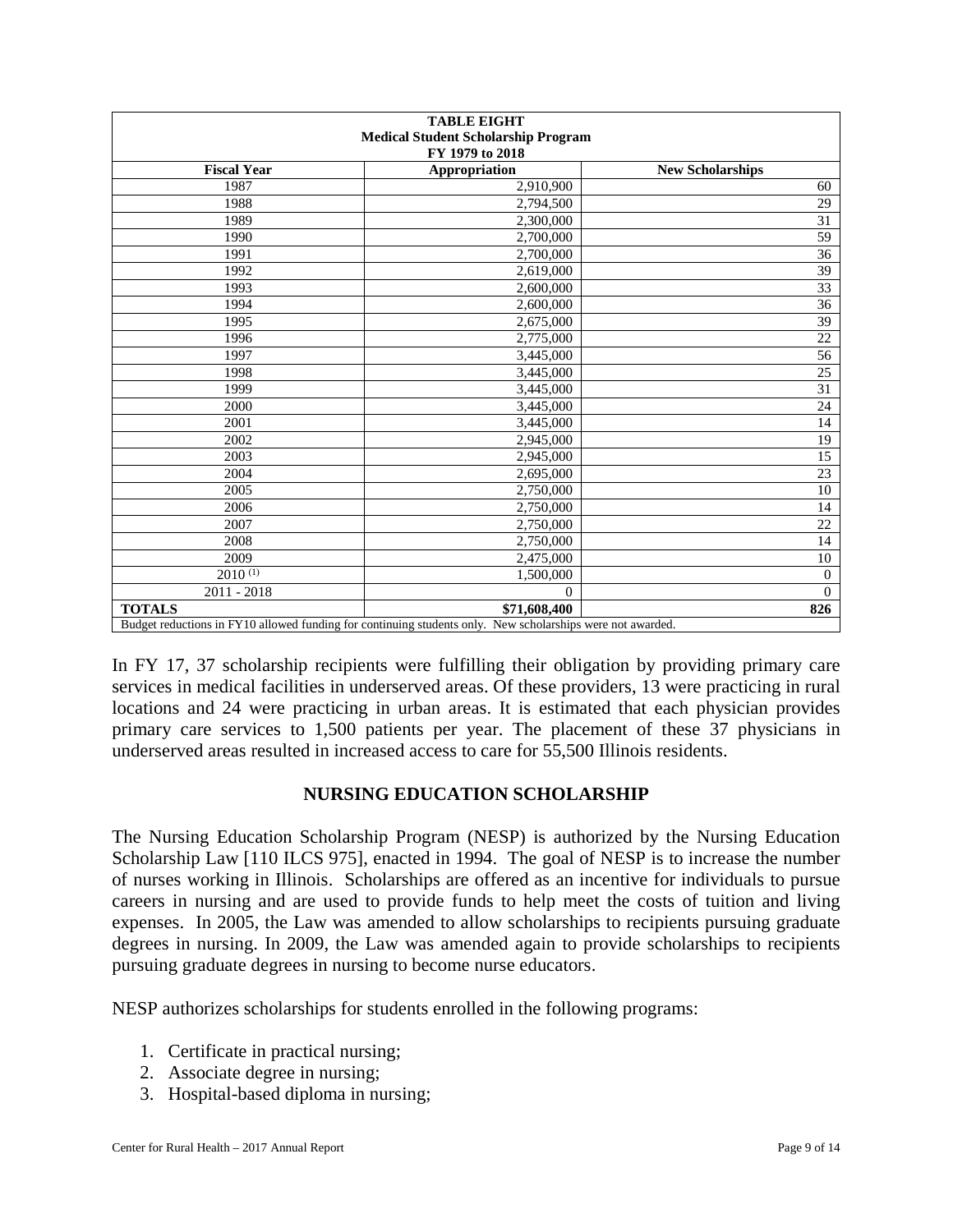| TABLE EIGHT<br>Medical Student Scholarship Program<br>FY 1979 to 2018 | | |
|---|---|---|
| **Fiscal Year** | **Appropriation** | **New Scholarships** |
| 1987 | 2,910,900 | 60 |
| 1988 | 2,794,500 | 29 |
| 1989 | 2,300,000 | 31 |
| 1990 | 2,700,000 | 59 |
| 1991 | 2,700,000 | 36 |
| 1992 | 2,619,000 | 39 |
| 1993 | 2,600,000 | 33 |
| 1994 | 2,600,000 | 36 |
| 1995 | 2,675,000 | 39 |
| 1996 | 2,775,000 | 22 |
| 1997 | 3,445,000 | 56 |
| 1998 | 3,445,000 | 25 |
| 1999 | 3,445,000 | 31 |
| 2000 | 3,445,000 | 24 |
| 2001 | 3,445,000 | 14 |
| 2002 | 2,945,000 | 19 |
| 2003 | 2,945,000 | 15 |
| 2004 | 2,695,000 | 23 |
| 2005 | 2,750,000 | 10 |
| 2006 | 2,750,000 | 14 |
| 2007 | 2,750,000 | 22 |
| 2008 | 2,750,000 | 14 |
| 2009 | 2,475,000 | 10 |
| 2010 (1) | 1,500,000 | 0 |
| 2011 - 2018 | 0 | 0 |
| **TOTALS** | **$71,608,400** | **826** |

Budget reductions in FY10 allowed funding for continuing students only. New scholarships were not awarded.

In FY 17, 37 scholarship recipients were fulfilling their obligation by providing primary care services in medical facilities in underserved areas. Of these providers, 13 were practicing in rural locations and 24 were practicing in urban areas. It is estimated that each physician provides primary care services to 1,500 patients per year. The placement of these 37 physicians in underserved areas resulted in increased access to care for 55,500 Illinois residents.

## NURSING EDUCATION SCHOLARSHIP

The Nursing Education Scholarship Program (NESP) is authorized by the Nursing Education Scholarship Law [110 ILCS 975], enacted in 1994. The goal of NESP is to increase the number of nurses working in Illinois. Scholarships are offered as an incentive for individuals to pursue careers in nursing and are used to provide funds to help meet the costs of tuition and living expenses. In 2005, the Law was amended to allow scholarships to recipients pursuing graduate degrees in nursing. In 2009, the Law was amended again to provide scholarships to recipients pursuing graduate degrees in nursing to become nurse educators.

NESP authorizes scholarships for students enrolled in the following programs:

1. Certificate in practical nursing;
2. Associate degree in nursing;
3. Hospital-based diploma in nursing;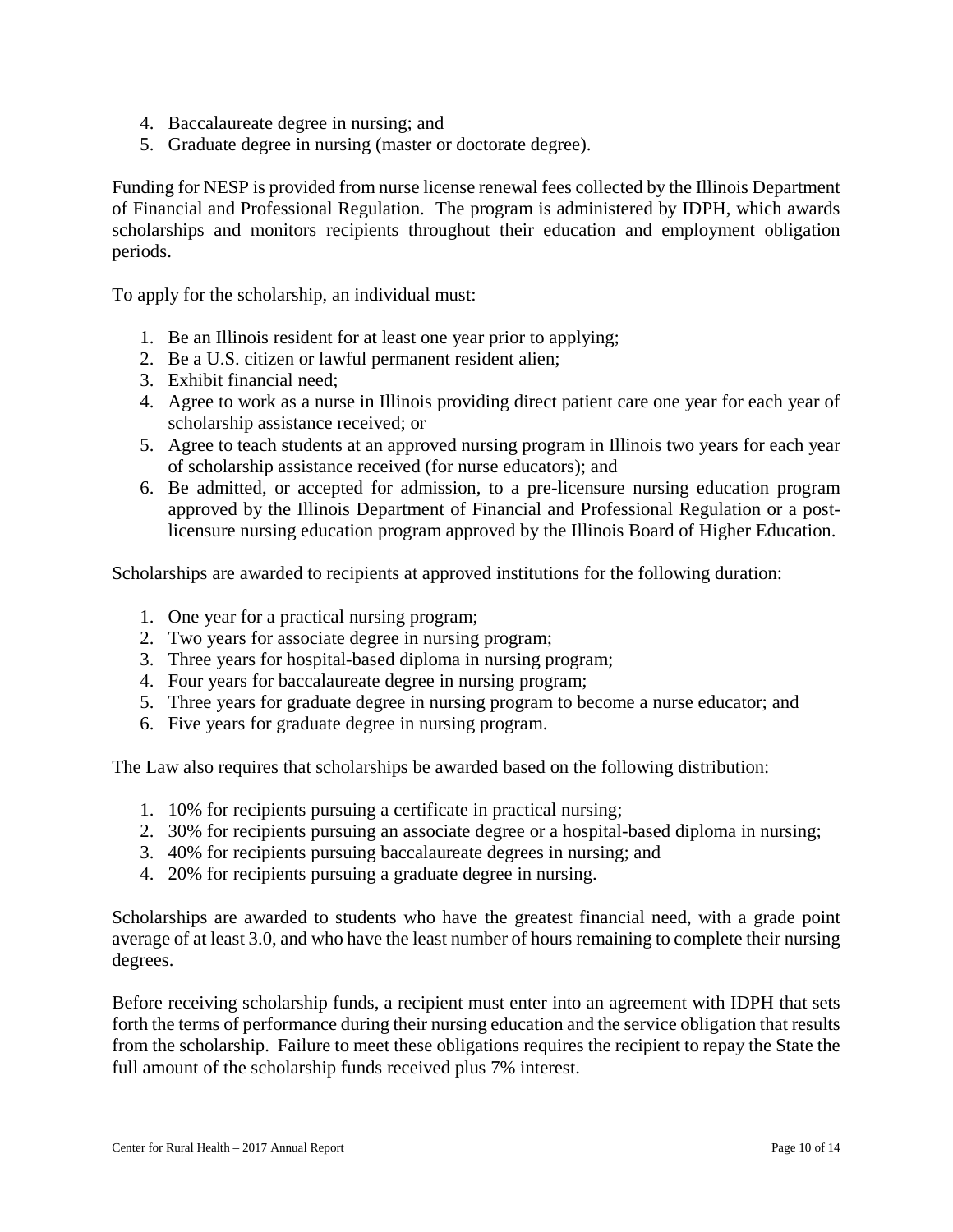4. Baccalaureate degree in nursing; and
5. Graduate degree in nursing (master or doctorate degree).

Funding for NESP is provided from nurse license renewal fees collected by the Illinois Department of Financial and Professional Regulation. The program is administered by IDPH, which awards scholarships and monitors recipients throughout their education and employment obligation periods.

To apply for the scholarship, an individual must:

1. Be an Illinois resident for at least one year prior to applying;
2. Be a U.S. citizen or lawful permanent resident alien;
3. Exhibit financial need;
4. Agree to work as a nurse in Illinois providing direct patient care one year for each year of scholarship assistance received; or
5. Agree to teach students at an approved nursing program in Illinois two years for each year of scholarship assistance received (for nurse educators); and
6. Be admitted, or accepted for admission, to a pre-licensure nursing education program approved by the Illinois Department of Financial and Professional Regulation or a post-licensure nursing education program approved by the Illinois Board of Higher Education.

Scholarships are awarded to recipients at approved institutions for the following duration:

1. One year for a practical nursing program;
2. Two years for associate degree in nursing program;
3. Three years for hospital-based diploma in nursing program;
4. Four years for baccalaureate degree in nursing program;
5. Three years for graduate degree in nursing program to become a nurse educator; and
6. Five years for graduate degree in nursing program.

The Law also requires that scholarships be awarded based on the following distribution:

1. 10% for recipients pursuing a certificate in practical nursing;
2. 30% for recipients pursuing an associate degree or a hospital-based diploma in nursing;
3. 40% for recipients pursuing baccalaureate degrees in nursing; and
4. 20% for recipients pursuing a graduate degree in nursing.

Scholarships are awarded to students who have the greatest financial need, with a grade point average of at least 3.0, and who have the least number of hours remaining to complete their nursing degrees.

Before receiving scholarship funds, a recipient must enter into an agreement with IDPH that sets forth the terms of performance during their nursing education and the service obligation that results from the scholarship. Failure to meet these obligations requires the recipient to repay the State the full amount of the scholarship funds received plus 7% interest.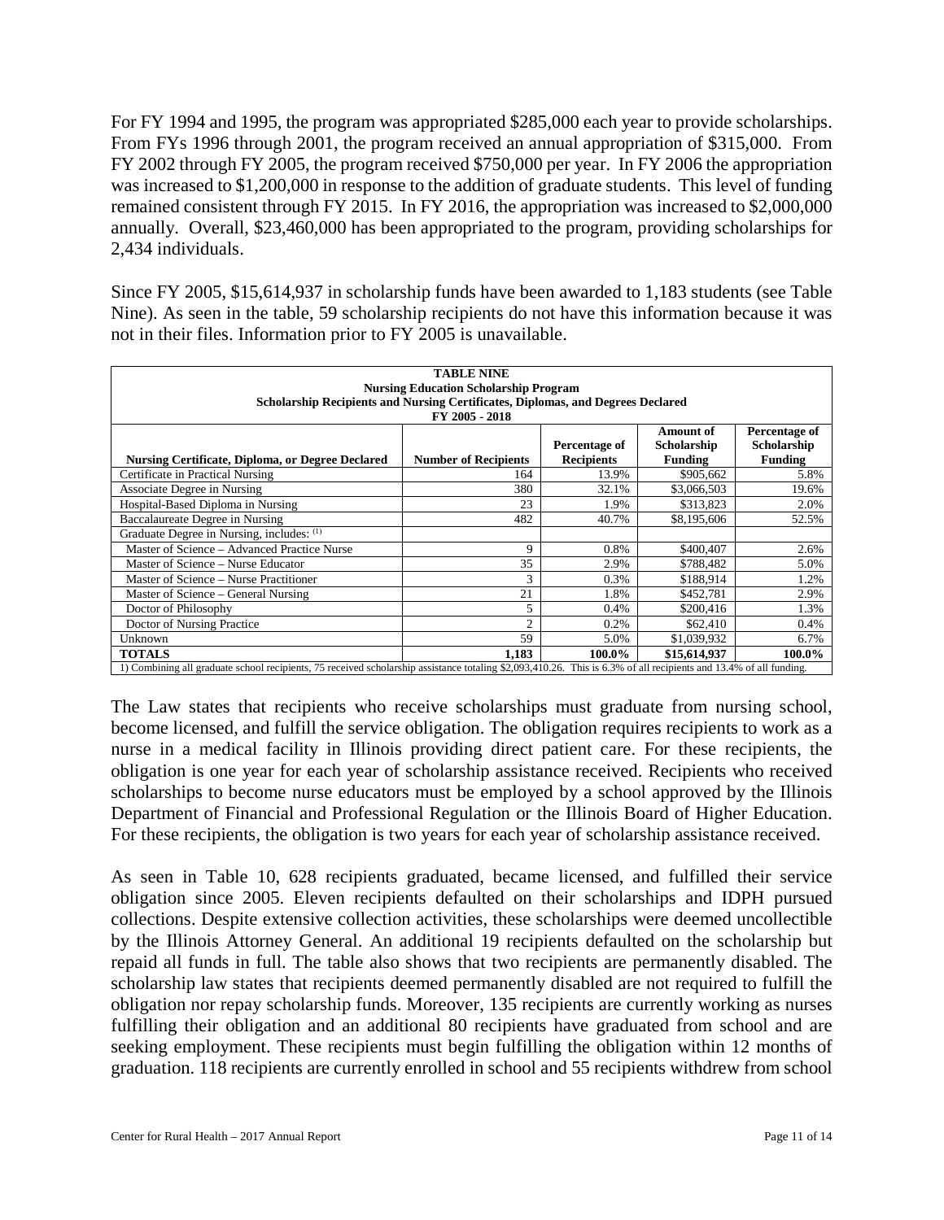For FY 1994 and 1995, the program was appropriated $285,000 each year to provide scholarships. From FYs 1996 through 2001, the program received an annual appropriation of $315,000. From FY 2002 through FY 2005, the program received $750,000 per year. In FY 2006 the appropriation was increased to $1,200,000 in response to the addition of graduate students. This level of funding remained consistent through FY 2015. In FY 2016, the appropriation was increased to $2,000,000 annually. Overall, $23,460,000 has been appropriated to the program, providing scholarships for 2,434 individuals.

Since FY 2005, $15,614,937 in scholarship funds have been awarded to 1,183 students (see Table Nine). As seen in the table, 59 scholarship recipients do not have this information because it was not in their files. Information prior to FY 2005 is unavailable.

**TABLE NINE**
**Nursing Education Scholarship Program**
**Scholarship Recipients and Nursing Certificates, Diplomas, and Degrees Declared**
**FY 2005 - 2018**

| Nursing Certificate, Diploma, or Degree Declared | Number of Recipients | Percentage of Recipients | Amount of Scholarship Funding | Percentage of Scholarship Funding |
|---|---|---|---|---|
| Certificate in Practical Nursing | 164 | 13.9% | $905,662 | 5.8% |
| Associate Degree in Nursing | 380 | 32.1% | $3,066,503 | 19.6% |
| Hospital-Based Diploma in Nursing | 23 | 1.9% | $313,823 | 2.0% |
| Baccalaureate Degree in Nursing | 482 | 40.7% | $8,195,606 | 52.5% |
| Graduate Degree in Nursing, includes: [1] | | | | |
| Master of Science – Advanced Practice Nurse | 9 | 0.8% | $400,407 | 2.6% |
| Master of Science – Nurse Educator | 35 | 2.9% | $788,482 | 5.0% |
| Master of Science – Nurse Practitioner | 3 | 0.3% | $188,914 | 1.2% |
| Master of Science – General Nursing | 21 | 1.8% | $452,781 | 2.9% |
| Doctor of Philosophy | 5 | 0.4% | $200,416 | 1.3% |
| Doctor of Nursing Practice | 2 | 0.2% | $62,410 | 0.4% |
| Unknown | 59 | 5.0% | $1,039,932 | 6.7% |
| **TOTALS** | **1,183** | **100.0%** | **$15,614,937** | **100.0%** |

1) Combining all graduate school recipients, 75 received scholarship assistance totaling $2,093,410.26. This is 6.3% of all recipients and 13.4% of all funding.

The Law states that recipients who receive scholarships must graduate from nursing school, become licensed, and fulfill the service obligation. The obligation requires recipients to work as a nurse in a medical facility in Illinois providing direct patient care. For these recipients, the obligation is one year for each year of scholarship assistance received. Recipients who received scholarships to become nurse educators must be employed by a school approved by the Illinois Department of Financial and Professional Regulation or the Illinois Board of Higher Education. For these recipients, the obligation is two years for each year of scholarship assistance received.

As seen in Table 10, 628 recipients graduated, became licensed, and fulfilled their service obligation since 2005. Eleven recipients defaulted on their scholarships and IDPH pursued collections. Despite extensive collection activities, these scholarships were deemed uncollectible by the Illinois Attorney General. An additional 19 recipients defaulted on the scholarship but repaid all funds in full. The table also shows that two recipients are permanently disabled. The scholarship law states that recipients deemed permanently disabled are not required to fulfill the obligation nor repay scholarship funds. Moreover, 135 recipients are currently working as nurses fulfilling their obligation and an additional 80 recipients have graduated from school and are seeking employment. These recipients must begin fulfilling the obligation within 12 months of graduation. 118 recipients are currently enrolled in school and 55 recipients withdrew from school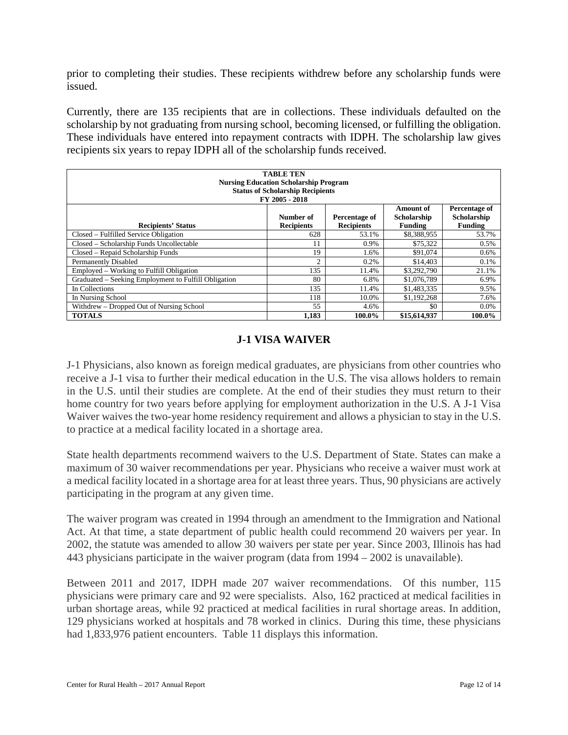prior to completing their studies. These recipients withdrew before any scholarship funds were issued.

Currently, there are 135 recipients that are in collections. These individuals defaulted on the scholarship by not graduating from nursing school, becoming licensed, or fulfilling the obligation. These individuals have entered into repayment contracts with IDPH. The scholarship law gives recipients six years to repay IDPH all of the scholarship funds received.

**TABLE TEN**
**Nursing Education Scholarship Program**
**Status of Scholarship Recipients**
**FY 2005 - 2018**

| Recipients' Status | Number of Recipients | Percentage of Recipients | Amount of Scholarship Funding | Percentage of Scholarship Funding |
|---|---|---|---|---|
| Closed – Fulfilled Service Obligation | 628 | 53.1% | $8,388,955 | 53.7% |
| Closed – Scholarship Funds Uncollectable | 11 | 0.9% | $75,322 | 0.5% |
| Closed – Repaid Scholarship Funds | 19 | 1.6% | $91,074 | 0.6% |
| Permanently Disabled | 2 | 0.2% | $14,403 | 0.1% |
| Employed – Working to Fulfill Obligation | 135 | 11.4% | $3,292,790 | 21.1% |
| Graduated – Seeking Employment to Fulfill Obligation | 80 | 6.8% | $1,076,789 | 6.9% |
| In Collections | 135 | 11.4% | $1,483,335 | 9.5% |
| In Nursing School | 118 | 10.0% | $1,192,268 | 7.6% |
| Withdrew – Dropped Out of Nursing School | 55 | 4.6% | $0 | 0.0% |
| **TOTALS** | **1,183** | **100.0%** | **$15,614,937** | **100.0%** |

## J-1 VISA WAIVER

J-1 Physicians, also known as foreign medical graduates, are physicians from other countries who receive a J-1 visa to further their medical education in the U.S. The visa allows holders to remain in the U.S. until their studies are complete. At the end of their studies they must return to their home country for two years before applying for employment authorization in the U.S. A J-1 Visa Waiver waives the two-year home residency requirement and allows a physician to stay in the U.S. to practice at a medical facility located in a shortage area.

State health departments recommend waivers to the U.S. Department of State. States can make a maximum of 30 waiver recommendations per year. Physicians who receive a waiver must work at a medical facility located in a shortage area for at least three years. Thus, 90 physicians are actively participating in the program at any given time.

The waiver program was created in 1994 through an amendment to the Immigration and National Act. At that time, a state department of public health could recommend 20 waivers per year. In 2002, the statute was amended to allow 30 waivers per state per year. Since 2003, Illinois has had 443 physicians participate in the waiver program (data from 1994 – 2002 is unavailable).

Between 2011 and 2017, IDPH made 207 waiver recommendations. Of this number, 115 physicians were primary care and 92 were specialists. Also, 162 practiced at medical facilities in urban shortage areas, while 92 practiced at medical facilities in rural shortage areas. In addition, 129 physicians worked at hospitals and 78 worked in clinics. During this time, these physicians had 1,833,976 patient encounters. Table 11 displays this information.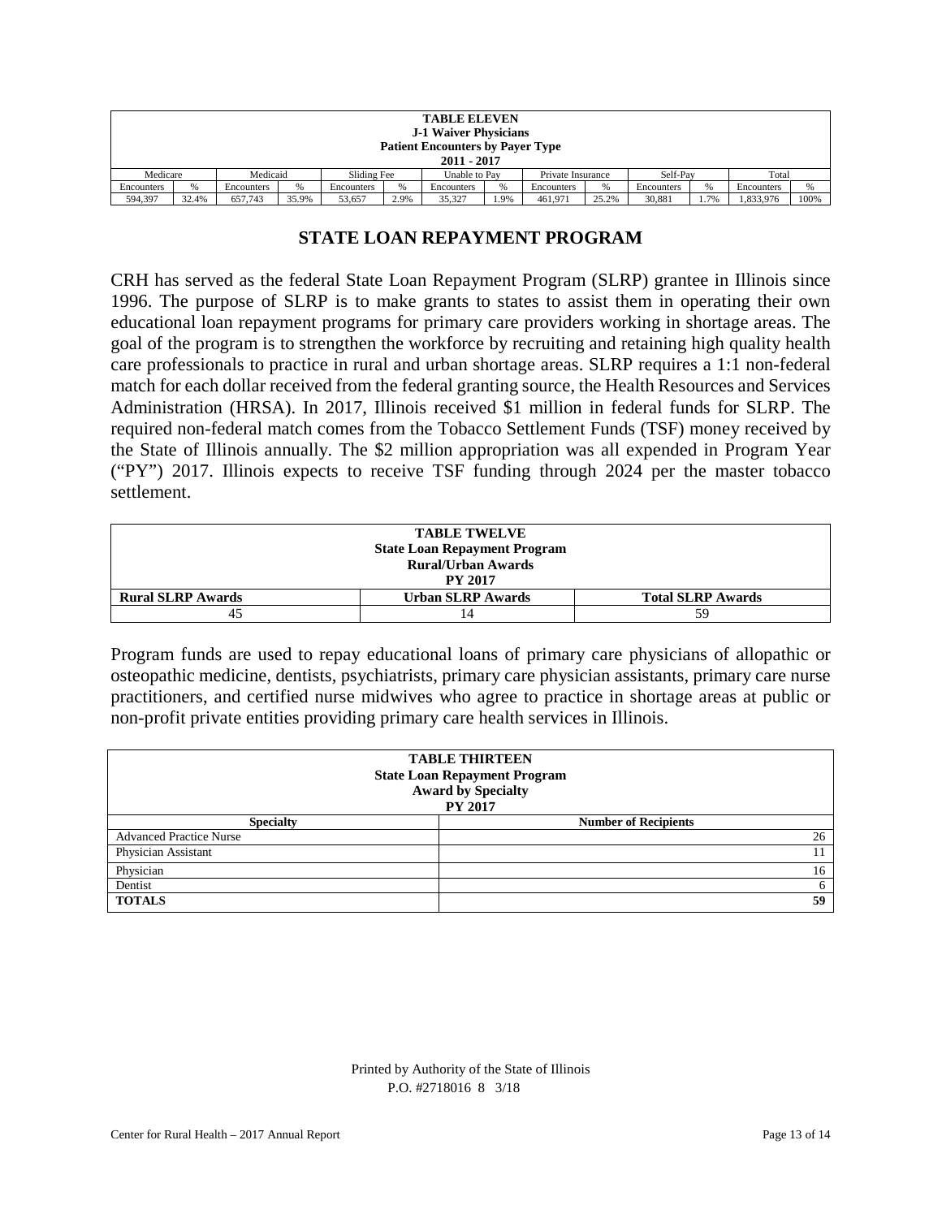| TABLE ELEVEN J-1 Waiver Physicians Patient Encounters by Payer Type 2011 - 2017 | | | | | | | | | | | | | |
|---|---|---|---|---|---|---|---|---|---|---|---|---|---|
| Medicare | | Medicaid | | Sliding Fee | | Unable to Pay | | Private Insurance | | Self-Pay | | Total | |
| Encounters | % | Encounters | % | Encounters | % | Encounters | % | Encounters | % | Encounters | % | Encounters | % |
| 594,397 | 32.4% | 657,743 | 35.9% | 53,657 | 2.9% | 35,327 | 1.9% | 461,971 | 25.2% | 30,881 | 1.7% | 1,833,976 | 100% |

## STATE LOAN REPAYMENT PROGRAM

CRH has served as the federal State Loan Repayment Program (SLRP) grantee in Illinois since 1996. The purpose of SLRP is to make grants to states to assist them in operating their own educational loan repayment programs for primary care providers working in shortage areas. The goal of the program is to strengthen the workforce by recruiting and retaining high quality health care professionals to practice in rural and urban shortage areas. SLRP requires a 1:1 non-federal match for each dollar received from the federal granting source, the Health Resources and Services Administration (HRSA). In 2017, Illinois received $1 million in federal funds for SLRP. The required non-federal match comes from the Tobacco Settlement Funds (TSF) money received by the State of Illinois annually. The $2 million appropriation was all expended in Program Year ("PY") 2017. Illinois expects to receive TSF funding through 2024 per the master tobacco settlement.

| TABLE TWELVE State Loan Repayment Program Rural/Urban Awards PY 2017 | | |
|---|---|---|
| **Rural SLRP Awards** | **Urban SLRP Awards** | **Total SLRP Awards** |
| 45 | 14 | 59 |

Program funds are used to repay educational loans of primary care physicians of allopathic or osteopathic medicine, dentists, psychiatrists, primary care physician assistants, primary care nurse practitioners, and certified nurse midwives who agree to practice in shortage areas at public or non-profit private entities providing primary care health services in Illinois.

| TABLE THIRTEEN State Loan Repayment Program Award by Specialty PY 2017 | |
|---|---|
| **Specialty** | **Number of Recipients** |
| Advanced Practice Nurse | 26 |
| Physician Assistant | 11 |
| Physician | 16 |
| Dentist | 6 |
| **TOTALS** | **59** |

Printed by Authority of the State of Illinois
P.O. #2718016 8 3/18